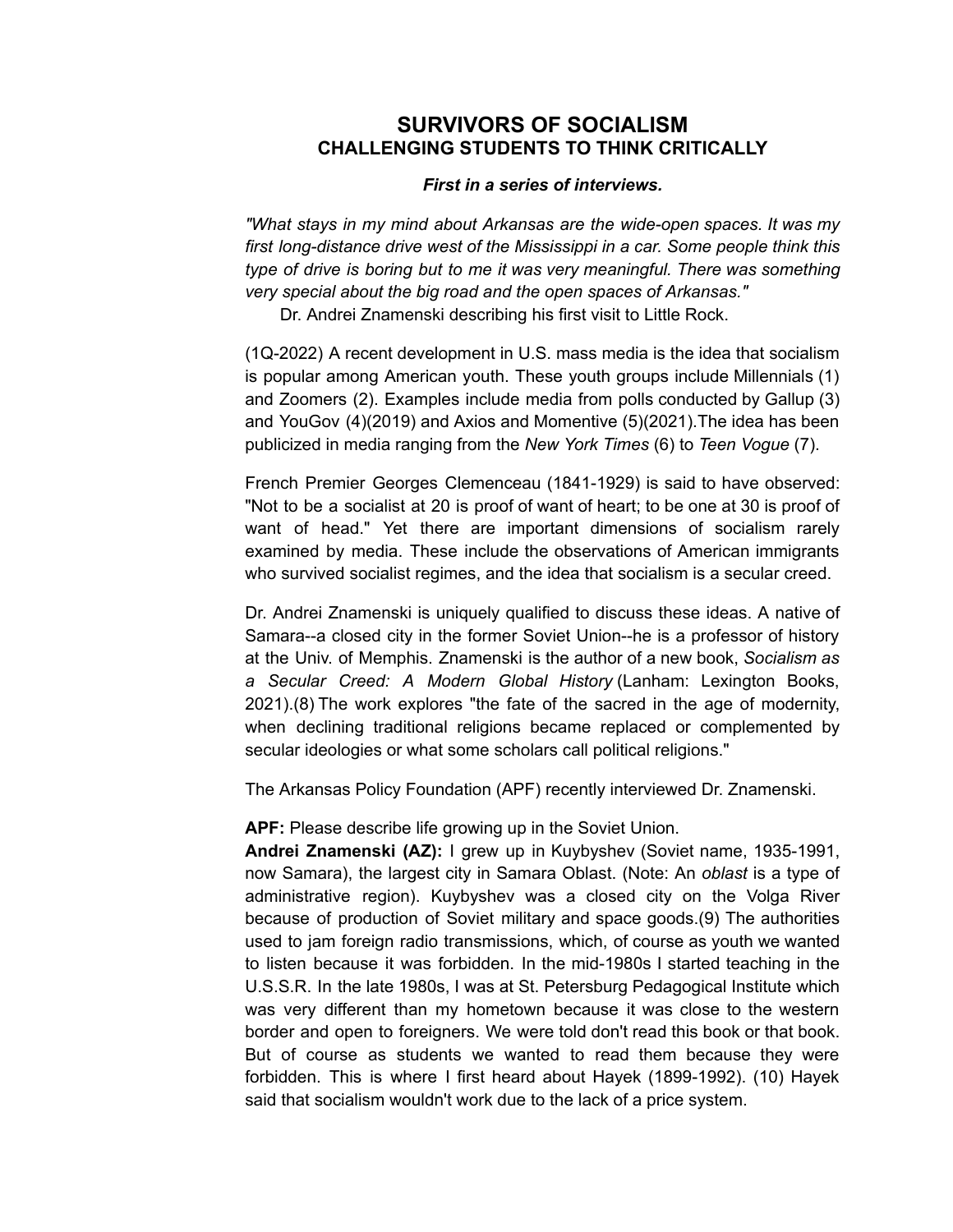# SURVIVORS OF SOCIALISM
## CHALLENGING STUDENTS TO THINK CRITICALLY

***First in a series of interviews.***

*"What stays in my mind about Arkansas are the wide-open spaces. It was my first long-distance drive west of the Mississippi in a car. Some people think this type of drive is boring but to me it was very meaningful. There was something very special about the big road and the open spaces of Arkansas."*
Dr. Andrei Znamenski describing his first visit to Little Rock.

(1Q-2022) A recent development in U.S. mass media is the idea that socialism is popular among American youth. These youth groups include Millennials (1) and Zoomers (2). Examples include media from polls conducted by Gallup (3) and YouGov (4)(2019) and Axios and Momentive (5)(2021).The idea has been publicized in media ranging from the *New York Times* (6) to *Teen Vogue* (7).

French Premier Georges Clemenceau (1841-1929) is said to have observed: "Not to be a socialist at 20 is proof of want of heart; to be one at 30 is proof of want of head." Yet there are important dimensions of socialism rarely examined by media. These include the observations of American immigrants who survived socialist regimes, and the idea that socialism is a secular creed.

Dr. Andrei Znamenski is uniquely qualified to discuss these ideas. A native of Samara--a closed city in the former Soviet Union--he is a professor of history at the Univ. of Memphis. Znamenski is the author of a new book, *Socialism as a Secular Creed: A Modern Global History* (Lanham: Lexington Books, 2021).(8) The work explores "the fate of the sacred in the age of modernity, when declining traditional religions became replaced or complemented by secular ideologies or what some scholars call political religions."

The Arkansas Policy Foundation (APF) recently interviewed Dr. Znamenski.

**APF:** Please describe life growing up in the Soviet Union.
**Andrei Znamenski (AZ):** I grew up in Kuybyshev (Soviet name, 1935-1991, now Samara), the largest city in Samara Oblast. (Note: An *oblast* is a type of administrative region). Kuybyshev was a closed city on the Volga River because of production of Soviet military and space goods.(9) The authorities used to jam foreign radio transmissions, which, of course as youth we wanted to listen because it was forbidden. In the mid-1980s I started teaching in the U.S.S.R. In the late 1980s, I was at St. Petersburg Pedagogical Institute which was very different than my hometown because it was close to the western border and open to foreigners. We were told don't read this book or that book. But of course as students we wanted to read them because they were forbidden. This is where I first heard about Hayek (1899-1992). (10) Hayek said that socialism wouldn't work due to the lack of a price system.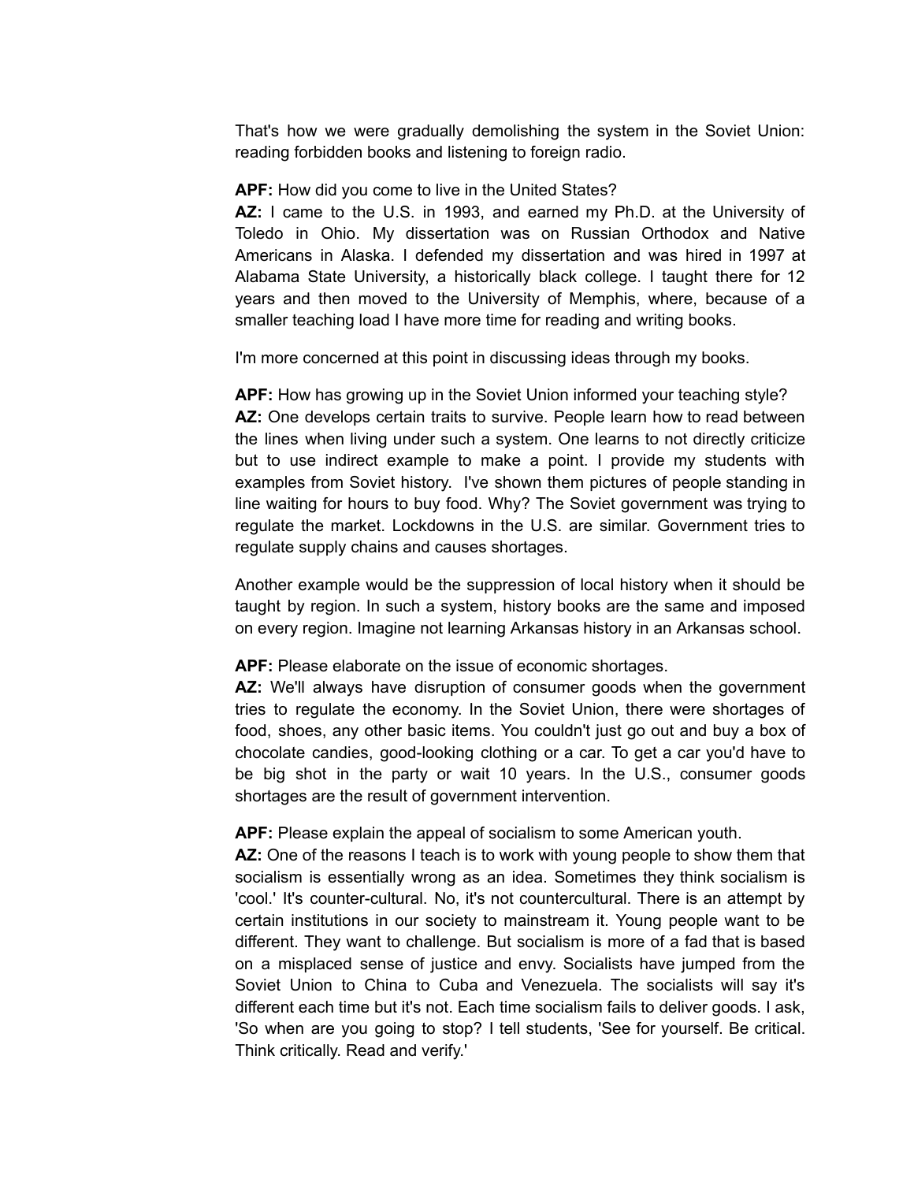That's how we were gradually demolishing the system in the Soviet Union: reading forbidden books and listening to foreign radio.

**APF:** How did you come to live in the United States?
**AZ:** I came to the U.S. in 1993, and earned my Ph.D. at the University of Toledo in Ohio. My dissertation was on Russian Orthodox and Native Americans in Alaska. I defended my dissertation and was hired in 1997 at Alabama State University, a historically black college. I taught there for 12 years and then moved to the University of Memphis, where, because of a smaller teaching load I have more time for reading and writing books.

I'm more concerned at this point in discussing ideas through my books.

**APF:** How has growing up in the Soviet Union informed your teaching style?
**AZ:** One develops certain traits to survive. People learn how to read between the lines when living under such a system. One learns to not directly criticize but to use indirect example to make a point. I provide my students with examples from Soviet history. I've shown them pictures of people standing in line waiting for hours to buy food. Why? The Soviet government was trying to regulate the market. Lockdowns in the U.S. are similar. Government tries to regulate supply chains and causes shortages.

Another example would be the suppression of local history when it should be taught by region. In such a system, history books are the same and imposed on every region. Imagine not learning Arkansas history in an Arkansas school.

**APF:** Please elaborate on the issue of economic shortages.
**AZ:** We'll always have disruption of consumer goods when the government tries to regulate the economy. In the Soviet Union, there were shortages of food, shoes, any other basic items. You couldn't just go out and buy a box of chocolate candies, good-looking clothing or a car. To get a car you'd have to be big shot in the party or wait 10 years. In the U.S., consumer goods shortages are the result of government intervention.

**APF:** Please explain the appeal of socialism to some American youth.
**AZ:** One of the reasons I teach is to work with young people to show them that socialism is essentially wrong as an idea. Sometimes they think socialism is 'cool.' It's counter-cultural. No, it's not countercultural. There is an attempt by certain institutions in our society to mainstream it. Young people want to be different. They want to challenge. But socialism is more of a fad that is based on a misplaced sense of justice and envy. Socialists have jumped from the Soviet Union to China to Cuba and Venezuela. The socialists will say it's different each time but it's not. Each time socialism fails to deliver goods. I ask, 'So when are you going to stop? I tell students, 'See for yourself. Be critical. Think critically. Read and verify.'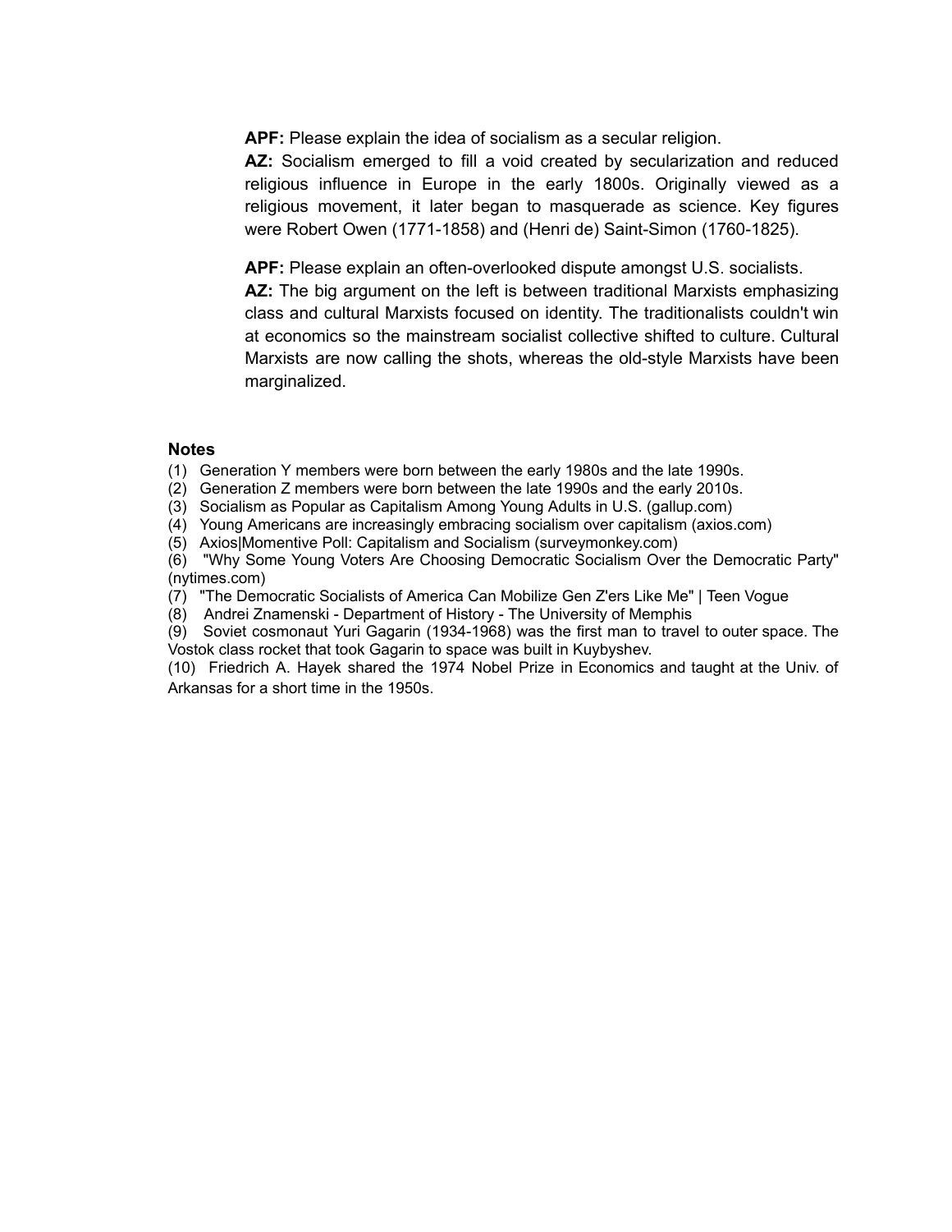**APF:** Please explain the idea of socialism as a secular religion.

**AZ:** Socialism emerged to fill a void created by secularization and reduced religious influence in Europe in the early 1800s. Originally viewed as a religious movement, it later began to masquerade as science. Key figures were Robert Owen (1771-1858) and (Henri de) Saint-Simon (1760-1825).

**APF:** Please explain an often-overlooked dispute amongst U.S. socialists.

**AZ:** The big argument on the left is between traditional Marxists emphasizing class and cultural Marxists focused on identity. The traditionalists couldn't win at economics so the mainstream socialist collective shifted to culture. Cultural Marxists are now calling the shots, whereas the old-style Marxists have been marginalized.

**Notes**

(1) Generation Y members were born between the early 1980s and the late 1990s.
(2) Generation Z members were born between the late 1990s and the early 2010s.
(3) Socialism as Popular as Capitalism Among Young Adults in U.S. (gallup.com)
(4) Young Americans are increasingly embracing socialism over capitalism (axios.com)
(5) Axios|Momentive Poll: Capitalism and Socialism (surveymonkey.com)
(6) "Why Some Young Voters Are Choosing Democratic Socialism Over the Democratic Party" (nytimes.com)
(7) "The Democratic Socialists of America Can Mobilize Gen Z'ers Like Me" | Teen Vogue
(8) Andrei Znamenski - Department of History - The University of Memphis
(9) Soviet cosmonaut Yuri Gagarin (1934-1968) was the first man to travel to outer space. The Vostok class rocket that took Gagarin to space was built in Kuybyshev.
(10) Friedrich A. Hayek shared the 1974 Nobel Prize in Economics and taught at the Univ. of Arkansas for a short time in the 1950s.